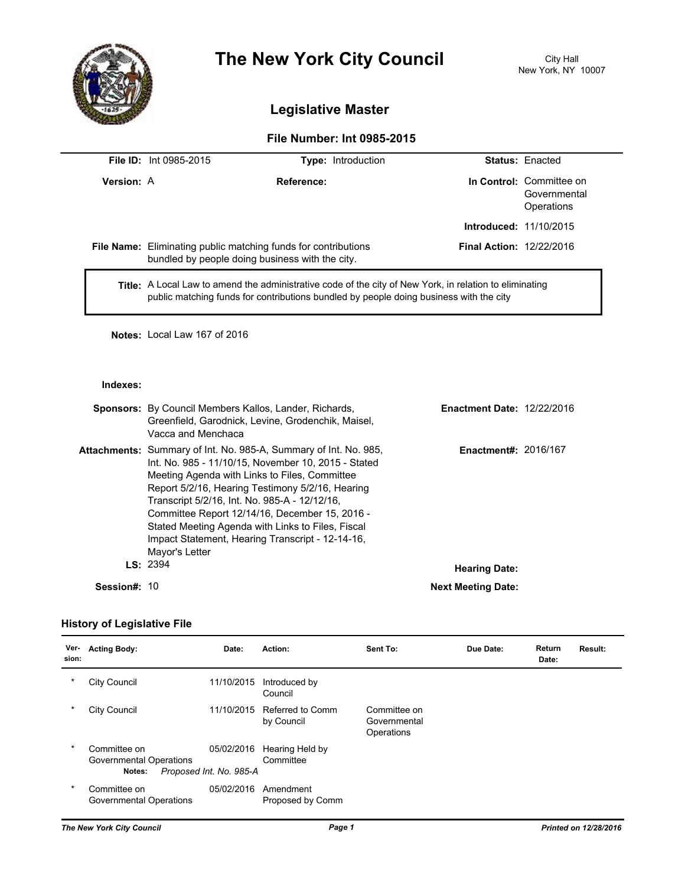# The New York City Council

City Hall
New York, NY 10007

## Legislative Master

### File Number: Int 0985-2015

**File ID:** Int 0985-2015 **Type:** Introduction **Status:** Enacted

**Version:** A **Reference:** **In Control:** Committee on Governmental Operations

**Introduced:** 11/10/2015

**File Name:** Eliminating public matching funds for contributions bundled by people doing business with the city. **Final Action:** 12/22/2016

**Title:** A Local Law to amend the administrative code of the city of New York, in relation to eliminating public matching funds for contributions bundled by people doing business with the city

**Notes:** Local Law 167 of 2016

**Indexes:**

**Sponsors:** By Council Members Kallos, Lander, Richards, Greenfield, Garodnick, Levine, Grodenchik, Maisel, Vacca and Menchaca **Enactment Date:** 12/22/2016

**Attachments:** Summary of Int. No. 985-A, Summary of Int. No. 985, Int. No. 985 - 11/10/15, November 10, 2015 - Stated Meeting Agenda with Links to Files, Committee Report 5/2/16, Hearing Testimony 5/2/16, Hearing Transcript 5/2/16, Int. No. 985-A - 12/12/16, Committee Report 12/14/16, December 15, 2016 - Stated Meeting Agenda with Links to Files, Fiscal Impact Statement, Hearing Transcript - 12-14-16, Mayor's Letter **Enactment#:** 2016/167

**LS:** 2394 **Hearing Date:**

**Session#:** 10 **Next Meeting Date:**

### History of Legislative File

| Ver-sion: | Acting Body: | Date: | Action: | Sent To: | Due Date: | Return Date: | Result: |
|---|---|---|---|---|---|---|---|
| * | City Council | 11/10/2015 | Introduced by Council | | | | |
| * | City Council | 11/10/2015 | Referred to Comm by Council | Committee on Governmental Operations | | | |
| * | Committee on Governmental Operations | 05/02/2016 | Hearing Held by Committee | | | | |
| | **Notes:** *Proposed Int. No. 985-A* | | | | | | |
| * | Committee on Governmental Operations | 05/02/2016 | Amendment Proposed by Comm | | | | |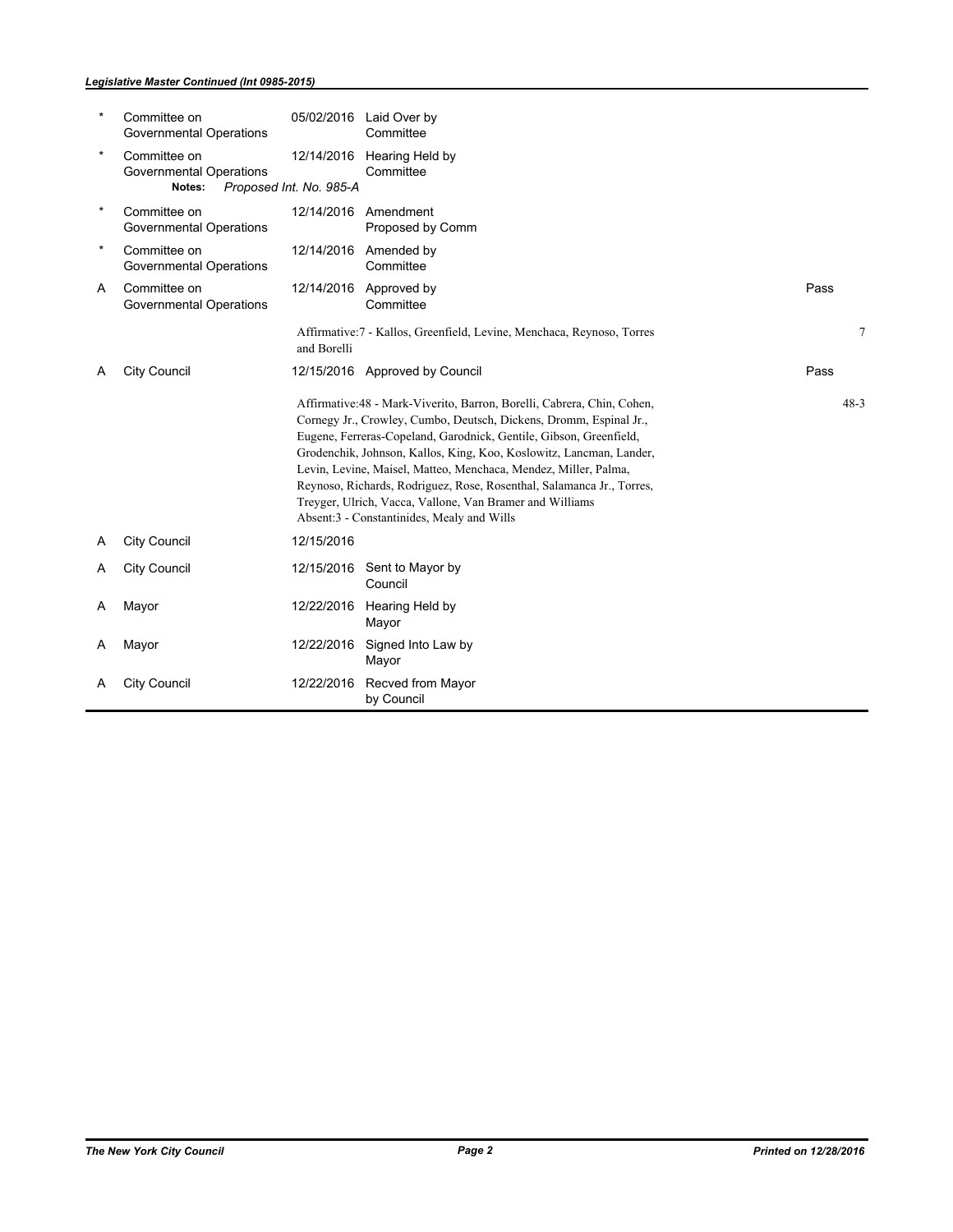| | | | | | |
|---|---|---|---|---|---|
| * | Committee on Governmental Operations | 05/02/2016 | Laid Over by Committee | | |
| * | Committee on Governmental Operations | 12/14/2016 | Hearing Held by Committee | | |
| | **Notes:** *Proposed Int. No. 985-A* | | | | |
| * | Committee on Governmental Operations | 12/14/2016 | Amendment Proposed by Comm | | |
| * | Committee on Governmental Operations | 12/14/2016 | Amended by Committee | | |
| A | Committee on Governmental Operations | 12/14/2016 | Approved by Committee | Pass | |
| | | Affirmative:7 - Kallos, Greenfield, Levine, Menchaca, Reynoso, Torres and Borelli | | | 7 |
| A | City Council | 12/15/2016 | Approved by Council | Pass | |
| | | Affirmative:48 - Mark-Viverito, Barron, Borelli, Cabrera, Chin, Cohen, Cornegy Jr., Crowley, Cumbo, Deutsch, Dickens, Dromm, Espinal Jr., Eugene, Ferreras-Copeland, Garodnick, Gentile, Gibson, Greenfield, Grodenchik, Johnson, Kallos, King, Koo, Koslowitz, Lancman, Lander, Levin, Levine, Maisel, Matteo, Menchaca, Mendez, Miller, Palma, Reynoso, Richards, Rodriguez, Rose, Rosenthal, Salamanca Jr., Torres, Treyger, Ulrich, Vacca, Vallone, Van Bramer and Williams<br>Absent:3 - Constantinides, Mealy and Wills | | | 48-3 |
| A | City Council | 12/15/2016 | | | |
| A | City Council | 12/15/2016 | Sent to Mayor by Council | | |
| A | Mayor | 12/22/2016 | Hearing Held by Mayor | | |
| A | Mayor | 12/22/2016 | Signed Into Law by Mayor | | |
| A | City Council | 12/22/2016 | Recved from Mayor by Council | | |